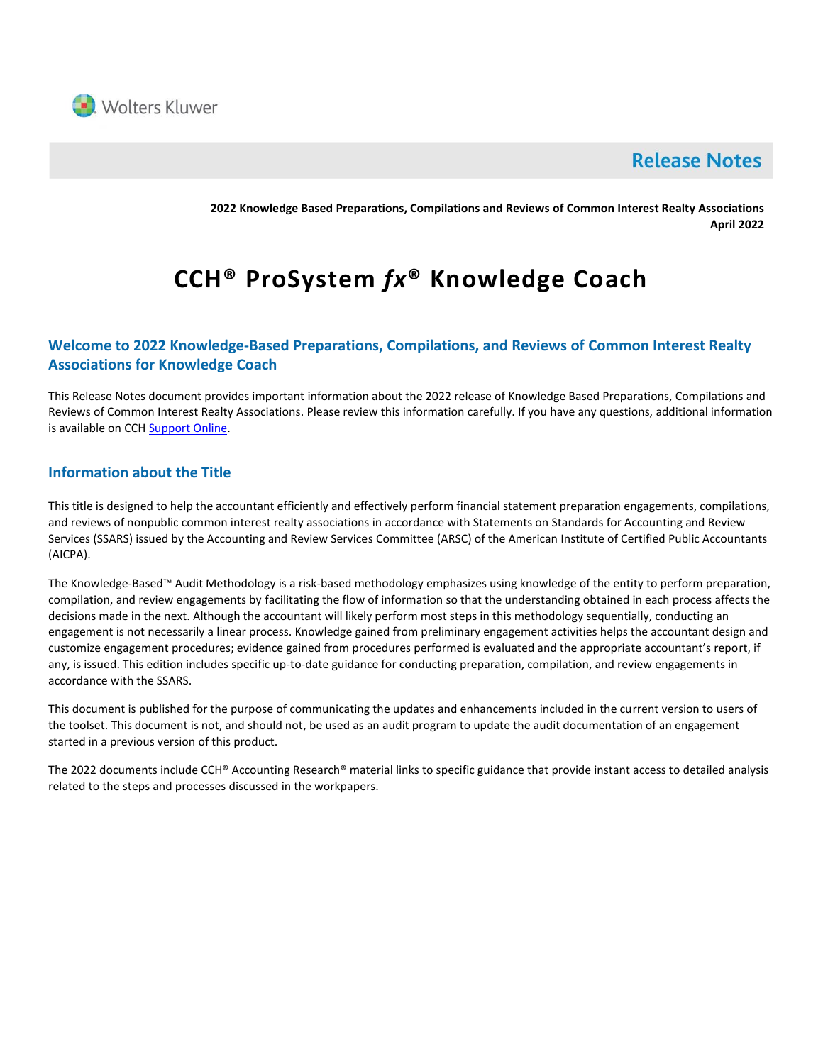Wolters Kluwer

# Release Notes

**2022 Knowledge Based Preparations, Compilations and Reviews of Common Interest Realty Associations**
**April 2022**

# CCH® ProSystem *fx*® Knowledge Coach

## Welcome to 2022 Knowledge-Based Preparations, Compilations, and Reviews of Common Interest Realty Associations for Knowledge Coach

This Release Notes document provides important information about the 2022 release of Knowledge Based Preparations, Compilations and Reviews of Common Interest Realty Associations. Please review this information carefully. If you have any questions, additional information is available on CCH Support Online.

## Information about the Title

This title is designed to help the accountant efficiently and effectively perform financial statement preparation engagements, compilations, and reviews of nonpublic common interest realty associations in accordance with Statements on Standards for Accounting and Review Services (SSARS) issued by the Accounting and Review Services Committee (ARSC) of the American Institute of Certified Public Accountants (AICPA).

The Knowledge-Based™ Audit Methodology is a risk-based methodology emphasizes using knowledge of the entity to perform preparation, compilation, and review engagements by facilitating the flow of information so that the understanding obtained in each process affects the decisions made in the next. Although the accountant will likely perform most steps in this methodology sequentially, conducting an engagement is not necessarily a linear process. Knowledge gained from preliminary engagement activities helps the accountant design and customize engagement procedures; evidence gained from procedures performed is evaluated and the appropriate accountant's report, if any, is issued. This edition includes specific up-to-date guidance for conducting preparation, compilation, and review engagements in accordance with the SSARS.

This document is published for the purpose of communicating the updates and enhancements included in the current version to users of the toolset. This document is not, and should not, be used as an audit program to update the audit documentation of an engagement started in a previous version of this product.

The 2022 documents include CCH® Accounting Research® material links to specific guidance that provide instant access to detailed analysis related to the steps and processes discussed in the workpapers.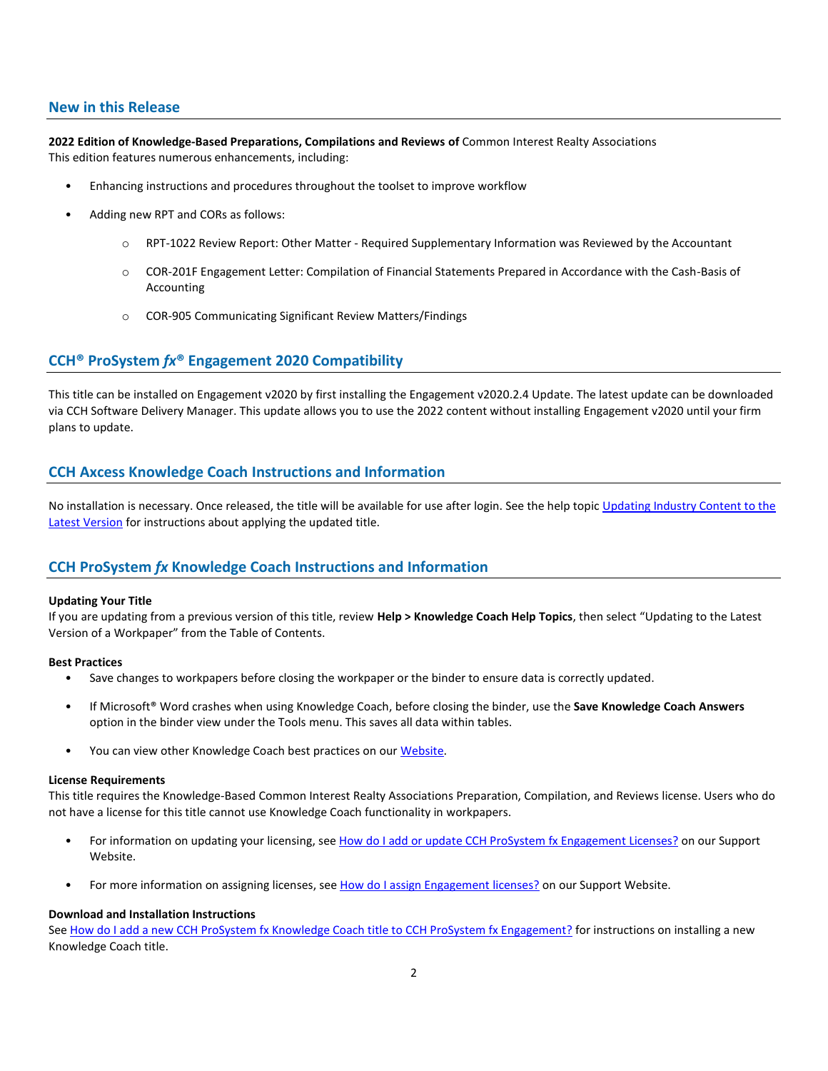## New in this Release

**2022 Edition of Knowledge-Based Preparations, Compilations and Reviews of** Common Interest Realty Associations
This edition features numerous enhancements, including:

- Enhancing instructions and procedures throughout the toolset to improve workflow
- Adding new RPT and CORs as follows:
  - RPT-1022 Review Report: Other Matter - Required Supplementary Information was Reviewed by the Accountant
  - COR-201F Engagement Letter: Compilation of Financial Statements Prepared in Accordance with the Cash-Basis of Accounting
  - COR-905 Communicating Significant Review Matters/Findings

## CCH® ProSystem *fx*® Engagement 2020 Compatibility

This title can be installed on Engagement v2020 by first installing the Engagement v2020.2.4 Update. The latest update can be downloaded via CCH Software Delivery Manager. This update allows you to use the 2022 content without installing Engagement v2020 until your firm plans to update.

## CCH Axcess Knowledge Coach Instructions and Information

No installation is necessary. Once released, the title will be available for use after login. See the help topic Updating Industry Content to the Latest Version for instructions about applying the updated title.

## CCH ProSystem *fx* Knowledge Coach Instructions and Information

**Updating Your Title**
If you are updating from a previous version of this title, review **Help > Knowledge Coach Help Topics**, then select "Updating to the Latest Version of a Workpaper" from the Table of Contents.

**Best Practices**

- Save changes to workpapers before closing the workpaper or the binder to ensure data is correctly updated.
- If Microsoft® Word crashes when using Knowledge Coach, before closing the binder, use the **Save Knowledge Coach Answers** option in the binder view under the Tools menu. This saves all data within tables.
- You can view other Knowledge Coach best practices on our Website.

**License Requirements**
This title requires the Knowledge-Based Common Interest Realty Associations Preparation, Compilation, and Reviews license. Users who do not have a license for this title cannot use Knowledge Coach functionality in workpapers.

- For information on updating your licensing, see How do I add or update CCH ProSystem fx Engagement Licenses? on our Support Website.
- For more information on assigning licenses, see How do I assign Engagement licenses? on our Support Website.

**Download and Installation Instructions**
See How do I add a new CCH ProSystem fx Knowledge Coach title to CCH ProSystem fx Engagement? for instructions on installing a new Knowledge Coach title.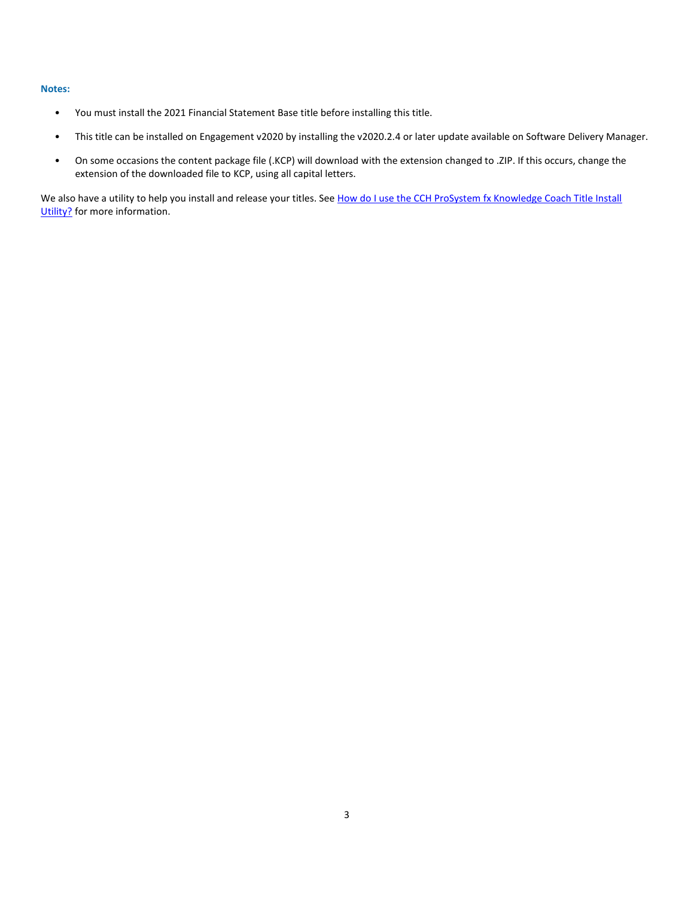**Notes:**

- You must install the 2021 Financial Statement Base title before installing this title.
- This title can be installed on Engagement v2020 by installing the v2020.2.4 or later update available on Software Delivery Manager.
- On some occasions the content package file (.KCP) will download with the extension changed to .ZIP. If this occurs, change the extension of the downloaded file to KCP, using all capital letters.

We also have a utility to help you install and release your titles. See How do I use the CCH ProSystem fx Knowledge Coach Title Install Utility? for more information.